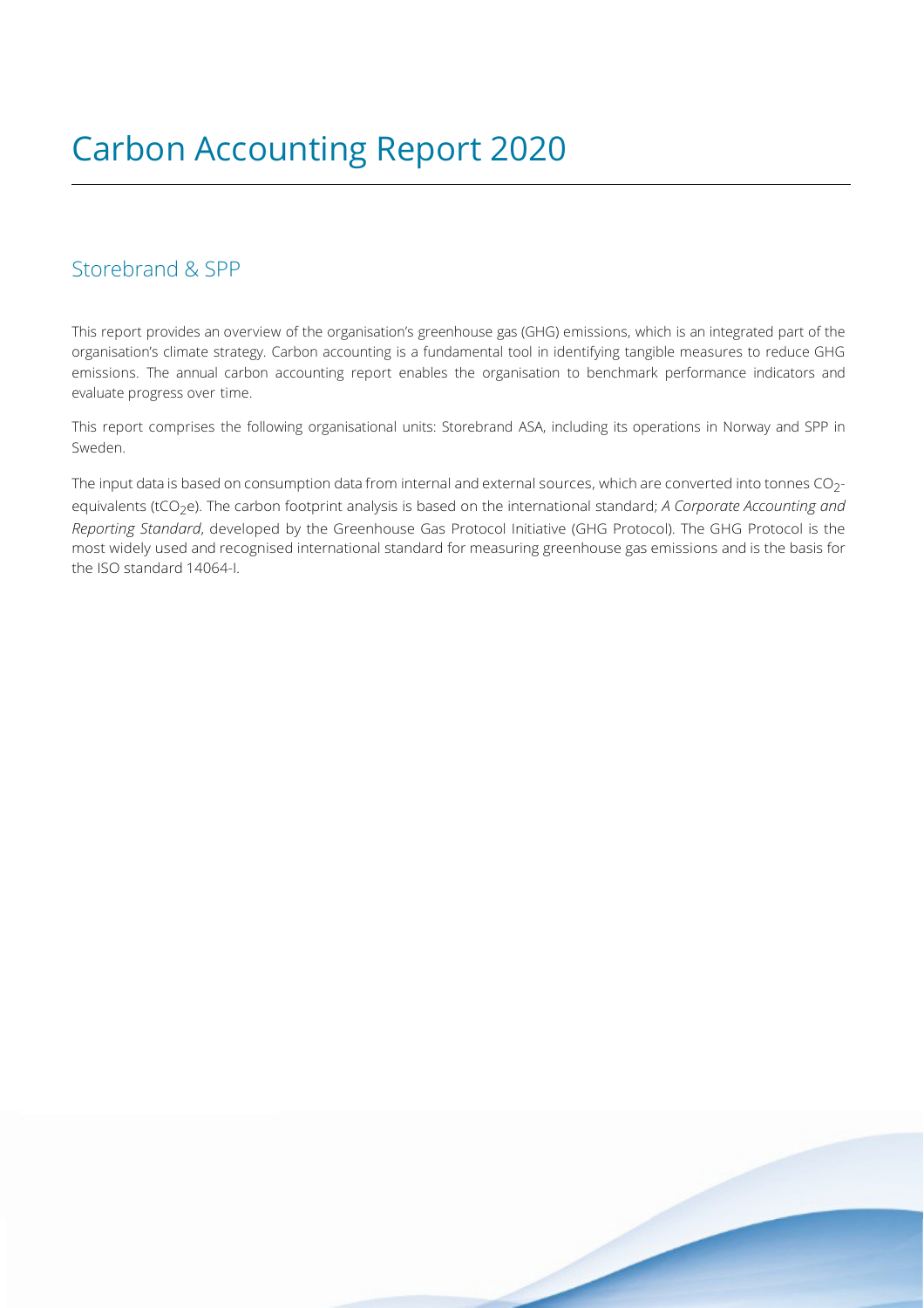# Carbon Accounting Report 2020

## Storebrand & SPP

This report provides an overview of the organisation's greenhouse gas (GHG) emissions, which is an integrated part of the organisation's climate strategy. Carbon accounting is a fundamental tool in identifying tangible measures to reduce GHG emissions. The annual carbon accounting report enables the organisation to benchmark performance indicators and evaluate progress over time.

This report comprises the following organisational units: Storebrand ASA, including its operations in Norway and SPP in Sweden.

The input data is based on consumption data from internal and external sources, which are converted into tonnes $CO_2$-equivalents ($tCO_2e$). The carbon footprint analysis is based on the international standard; *A Corporate Accounting and Reporting Standard*, developed by the Greenhouse Gas Protocol Initiative (GHG Protocol). The GHG Protocol is the most widely used and recognised international standard for measuring greenhouse gas emissions and is the basis for the ISO standard 14064-I.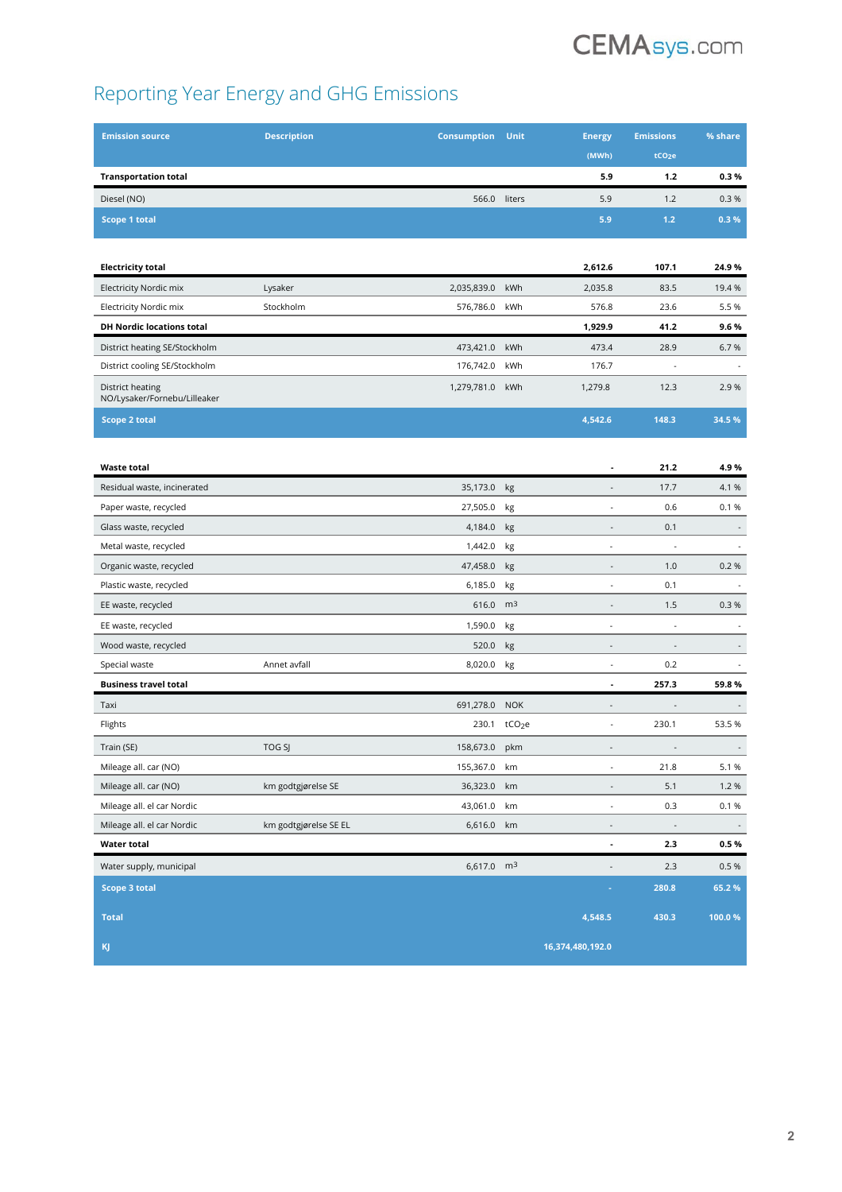# Reporting Year Energy and GHG Emissions

| Emission source | Description | Consumption | Unit | Energy (MWh) | Emissions $tCO_2e$ | % share |
|---|---|---|---|---|---|---|
| **Transportation total** | | | | **5.9** | **1.2** | **0.3 %** |
| Diesel (NO) | | 566.0 | liters | 5.9 | 1.2 | 0.3 % |
| **Scope 1 total** | | | | **5.9** | **1.2** | **0.3 %** |
| | | | | | | |
| **Electricity total** | | | | **2,612.6** | **107.1** | **24.9 %** |
| Electricity Nordic mix | Lysaker | 2,035,839.0 | kWh | 2,035.8 | 83.5 | 19.4 % |
| Electricity Nordic mix | Stockholm | 576,786.0 | kWh | 576.8 | 23.6 | 5.5 % |
| **DH Nordic locations total** | | | | **1,929.9** | **41.2** | **9.6 %** |
| District heating SE/Stockholm | | 473,421.0 | kWh | 473.4 | 28.9 | 6.7 % |
| District cooling SE/Stockholm | | 176,742.0 | kWh | 176.7 | - | - |
| District heating NO/Lysaker/Fornebu/Lilleaker | | 1,279,781.0 | kWh | 1,279.8 | 12.3 | 2.9 % |
| **Scope 2 total** | | | | **4,542.6** | **148.3** | **34.5 %** |
| | | | | | | |
| **Waste total** | | | | **-** | **21.2** | **4.9 %** |
| Residual waste, incinerated | | 35,173.0 | kg | - | 17.7 | 4.1 % |
| Paper waste, recycled | | 27,505.0 | kg | - | 0.6 | 0.1 % |
| Glass waste, recycled | | 4,184.0 | kg | - | 0.1 | - |
| Metal waste, recycled | | 1,442.0 | kg | - | - | - |
| Organic waste, recycled | | 47,458.0 | kg | - | 1.0 | 0.2 % |
| Plastic waste, recycled | | 6,185.0 | kg | - | 0.1 | - |
| EE waste, recycled | | 616.0 | m3 | - | 1.5 | 0.3 % |
| EE waste, recycled | | 1,590.0 | kg | - | - | - |
| Wood waste, recycled | | 520.0 | kg | - | - | - |
| Special waste | Annet avfall | 8,020.0 | kg | - | 0.2 | - |
| **Business travel total** | | | | **-** | **257.3** | **59.8 %** |
| Taxi | | 691,278.0 | NOK | - | - | - |
| Flights | | 230.1 | $tCO_2e$ | - | 230.1 | 53.5 % |
| Train (SE) | TOG SJ | 158,673.0 | pkm | - | - | - |
| Mileage all. car (NO) | | 155,367.0 | km | - | 21.8 | 5.1 % |
| Mileage all. car (NO) | km godtgjørelse SE | 36,323.0 | km | - | 5.1 | 1.2 % |
| Mileage all. el car Nordic | | 43,061.0 | km | - | 0.3 | 0.1 % |
| Mileage all. el car Nordic | km godtgjørelse SE EL | 6,616.0 | km | - | - | - |
| **Water total** | | | | **-** | **2.3** | **0.5 %** |
| Water supply, municipal | | 6,617.0 | m3 | - | 2.3 | 0.5 % |
| **Scope 3 total** | | | | **-** | **280.8** | **65.2 %** |
| **Total** | | | | **4,548.5** | **430.3** | **100.0 %** |
| **KJ** | | | | **16,374,480,192.0** | | |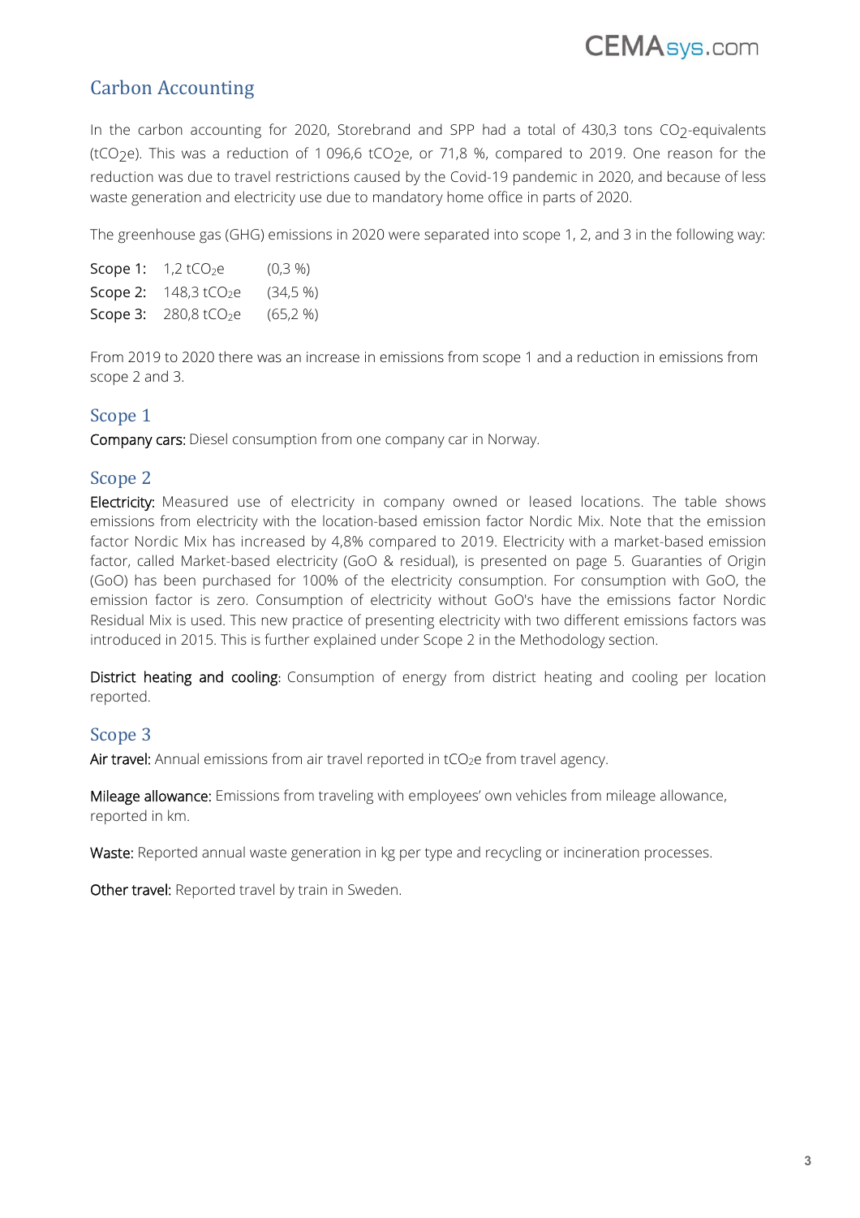## Carbon Accounting

In the carbon accounting for 2020, Storebrand and SPP had a total of 430,3 tons $CO_2$-equivalents ($tCO_2e$). This was a reduction of 1 096,6 $tCO_2e$, or 71,8 %, compared to 2019. One reason for the reduction was due to travel restrictions caused by the Covid-19 pandemic in 2020, and because of less waste generation and electricity use due to mandatory home office in parts of 2020.

The greenhouse gas (GHG) emissions in 2020 were separated into scope 1, 2, and 3 in the following way:

| | | |
|---|---|---|
| Scope 1: | 1,2 $tCO_2e$ | (0,3 %) |
| Scope 2: | 148,3 $tCO_2e$ | (34,5 %) |
| Scope 3: | 280,8 $tCO_2e$ | (65,2 %) |

From 2019 to 2020 there was an increase in emissions from scope 1 and a reduction in emissions from scope 2 and 3.

### Scope 1

Company cars: Diesel consumption from one company car in Norway.

### Scope 2

Electricity: Measured use of electricity in company owned or leased locations. The table shows emissions from electricity with the location-based emission factor Nordic Mix. Note that the emission factor Nordic Mix has increased by 4,8% compared to 2019. Electricity with a market-based emission factor, called Market-based electricity (GoO & residual), is presented on page 5. Guaranties of Origin (GoO) has been purchased for 100% of the electricity consumption. For consumption with GoO, the emission factor is zero. Consumption of electricity without GoO's have the emissions factor Nordic Residual Mix is used. This new practice of presenting electricity with two different emissions factors was introduced in 2015. This is further explained under Scope 2 in the Methodology section.

District heating and cooling: Consumption of energy from district heating and cooling per location reported.

### Scope 3

Air travel: Annual emissions from air travel reported in $tCO_2e$ from travel agency.

Mileage allowance: Emissions from traveling with employees' own vehicles from mileage allowance, reported in km.

Waste: Reported annual waste generation in kg per type and recycling or incineration processes.

Other travel: Reported travel by train in Sweden.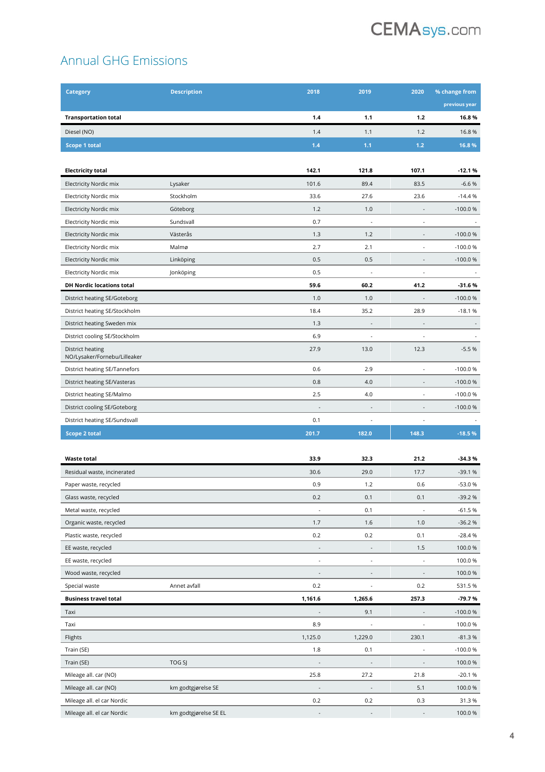# Annual GHG Emissions

| Category | Description | 2018 | 2019 | 2020 | % change from previous year |
|---|---|---|---|---|---|
| **Transportation total** | | **1.4** | **1.1** | **1.2** | **16.8 %** |
| Diesel (NO) | | 1.4 | 1.1 | 1.2 | 16.8 % |
| **Scope 1 total** | | **1.4** | **1.1** | **1.2** | **16.8 %** |
| | | | | | |
| **Electricity total** | | **142.1** | **121.8** | **107.1** | **-12.1 %** |
| Electricity Nordic mix | Lysaker | 101.6 | 89.4 | 83.5 | -6.6 % |
| Electricity Nordic mix | Stockholm | 33.6 | 27.6 | 23.6 | -14.4 % |
| Electricity Nordic mix | Göteborg | 1.2 | 1.0 | - | -100.0 % |
| Electricity Nordic mix | Sundsvall | 0.7 | - | - | - |
| Electricity Nordic mix | Västerås | 1.3 | 1.2 | - | -100.0 % |
| Electricity Nordic mix | Malmø | 2.7 | 2.1 | - | -100.0 % |
| Electricity Nordic mix | Linköping | 0.5 | 0.5 | - | -100.0 % |
| Electricity Nordic mix | Jonköping | 0.5 | - | - | - |
| **DH Nordic locations total** | | **59.6** | **60.2** | **41.2** | **-31.6 %** |
| District heating SE/Goteborg | | 1.0 | 1.0 | - | -100.0 % |
| District heating SE/Stockholm | | 18.4 | 35.2 | 28.9 | -18.1 % |
| District heating Sweden mix | | 1.3 | - | - | - |
| District cooling SE/Stockholm | | 6.9 | - | - | - |
| District heating NO/Lysaker/Fornebu/Lilleaker | | 27.9 | 13.0 | 12.3 | -5.5 % |
| District heating SE/Tannefors | | 0.6 | 2.9 | - | -100.0 % |
| District heating SE/Vasteras | | 0.8 | 4.0 | - | -100.0 % |
| District heating SE/Malmo | | 2.5 | 4.0 | - | -100.0 % |
| District cooling SE/Goteborg | | - | - | - | -100.0 % |
| District heating SE/Sundsvall | | 0.1 | - | - | - |
| **Scope 2 total** | | **201.7** | **182.0** | **148.3** | **-18.5 %** |
| | | | | | |
| **Waste total** | | **33.9** | **32.3** | **21.2** | **-34.3 %** |
| Residual waste, incinerated | | 30.6 | 29.0 | 17.7 | -39.1 % |
| Paper waste, recycled | | 0.9 | 1.2 | 0.6 | -53.0 % |
| Glass waste, recycled | | 0.2 | 0.1 | 0.1 | -39.2 % |
| Metal waste, recycled | | - | 0.1 | - | -61.5 % |
| Organic waste, recycled | | 1.7 | 1.6 | 1.0 | -36.2 % |
| Plastic waste, recycled | | 0.2 | 0.2 | 0.1 | -28.4 % |
| EE waste, recycled | | - | - | 1.5 | 100.0 % |
| EE waste, recycled | | - | - | - | 100.0 % |
| Wood waste, recycled | | - | - | - | 100.0 % |
| Special waste | Annet avfall | 0.2 | - | 0.2 | 531.5 % |
| **Business travel total** | | **1,161.6** | **1,265.6** | **257.3** | **-79.7 %** |
| Taxi | | - | 9.1 | - | -100.0 % |
| Taxi | | 8.9 | - | - | 100.0 % |
| Flights | | 1,125.0 | 1,229.0 | 230.1 | -81.3 % |
| Train (SE) | | 1.8 | 0.1 | - | -100.0 % |
| Train (SE) | TOG SJ | - | - | - | 100.0 % |
| Mileage all. car (NO) | | 25.8 | 27.2 | 21.8 | -20.1 % |
| Mileage all. car (NO) | km godtgjørelse SE | - | - | 5.1 | 100.0 % |
| Mileage all. el car Nordic | | 0.2 | 0.2 | 0.3 | 31.3 % |
| Mileage all. el car Nordic | km godtgjørelse SE EL | - | - | - | 100.0 % |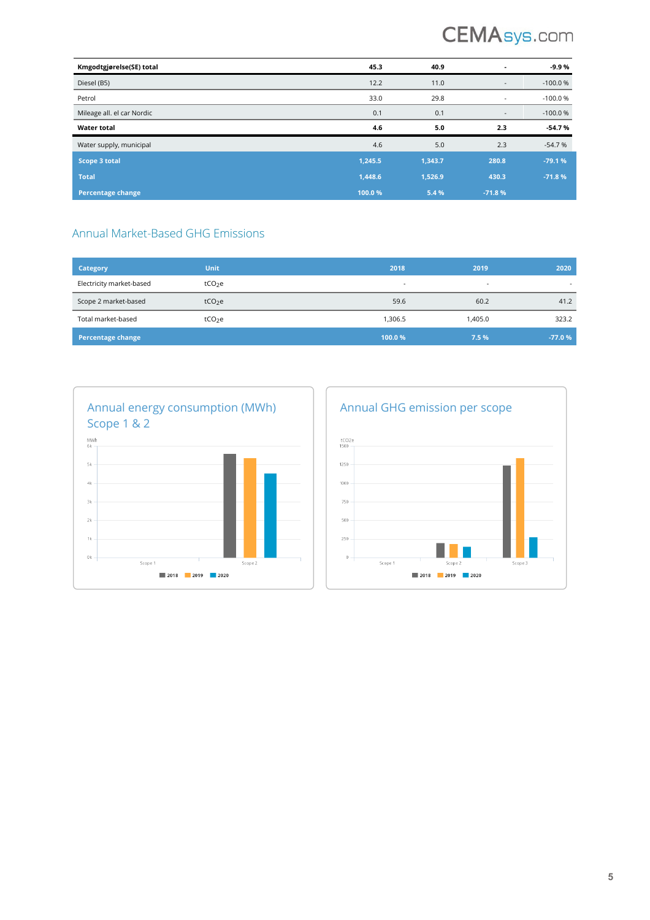| | | | | |
|---|---|---|---|---|
| **Kmgodtgjørelse(SE) total** | **45.3** | **40.9** | **-** | **-9.9 %** |
| Diesel (B5) | 12.2 | 11.0 | - | -100.0 % |
| Petrol | 33.0 | 29.8 | - | -100.0 % |
| Mileage all. el car Nordic | 0.1 | 0.1 | - | -100.0 % |
| **Water total** | **4.6** | **5.0** | **2.3** | **-54.7 %** |
| Water supply, municipal | 4.6 | 5.0 | 2.3 | -54.7 % |
| **Scope 3 total** | **1,245.5** | **1,343.7** | **280.8** | **-79.1 %** |
| **Total** | **1,448.6** | **1,526.9** | **430.3** | **-71.8 %** |
| **Percentage change** | **100.0 %** | **5.4 %** | **-71.8 %** | |

## Annual Market-Based GHG Emissions

| Category | Unit | 2018 | 2019 | 2020 |
|---|---|---|---|---|
| Electricity market-based | $tCO_2e$ | - | - | - |
| Scope 2 market-based | $tCO_2e$ | 59.6 | 60.2 | 41.2 |
| Total market-based | $tCO_2e$ | 1,306.5 | 1,405.0 | 323.2 |
| **Percentage change** | | **100.0 %** | **7.5 %** | **-77.0 %** |

### Annual energy consumption (MWh) Scope 1 & 2

MWh
6k
5k
4k
3k
2k
1k
0k
Scope 1
Scope 2
2018 2019 2020

### Annual GHG emission per scope

tCO2e
1500
1250
1000
750
500
250
0
Scope 1
Scope 2
Scope 3
2018 2019 2020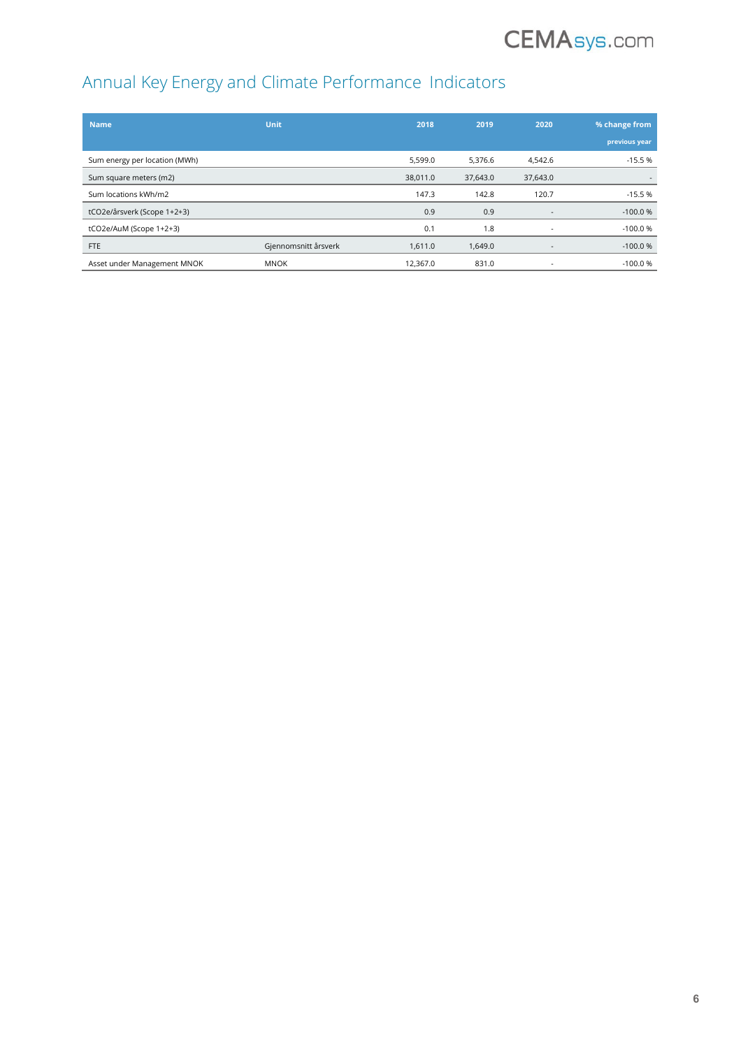# Annual Key Energy and Climate Performance Indicators

| Name | Unit | 2018 | 2019 | 2020 | % change from previous year |
|---|---|---|---|---|---|
| Sum energy per location (MWh) | | 5,599.0 | 5,376.6 | 4,542.6 | -15.5 % |
| Sum square meters (m2) | | 38,011.0 | 37,643.0 | 37,643.0 | - |
| Sum locations kWh/m2 | | 147.3 | 142.8 | 120.7 | -15.5 % |
| tCO2e/årsverk (Scope 1+2+3) | | 0.9 | 0.9 | - | -100.0 % |
| tCO2e/AuM (Scope 1+2+3) | | 0.1 | 1.8 | - | -100.0 % |
| FTE | Gjennomsnitt årsverk | 1,611.0 | 1,649.0 | - | -100.0 % |
| Asset under Management MNOK | MNOK | 12,367.0 | 831.0 | - | -100.0 % |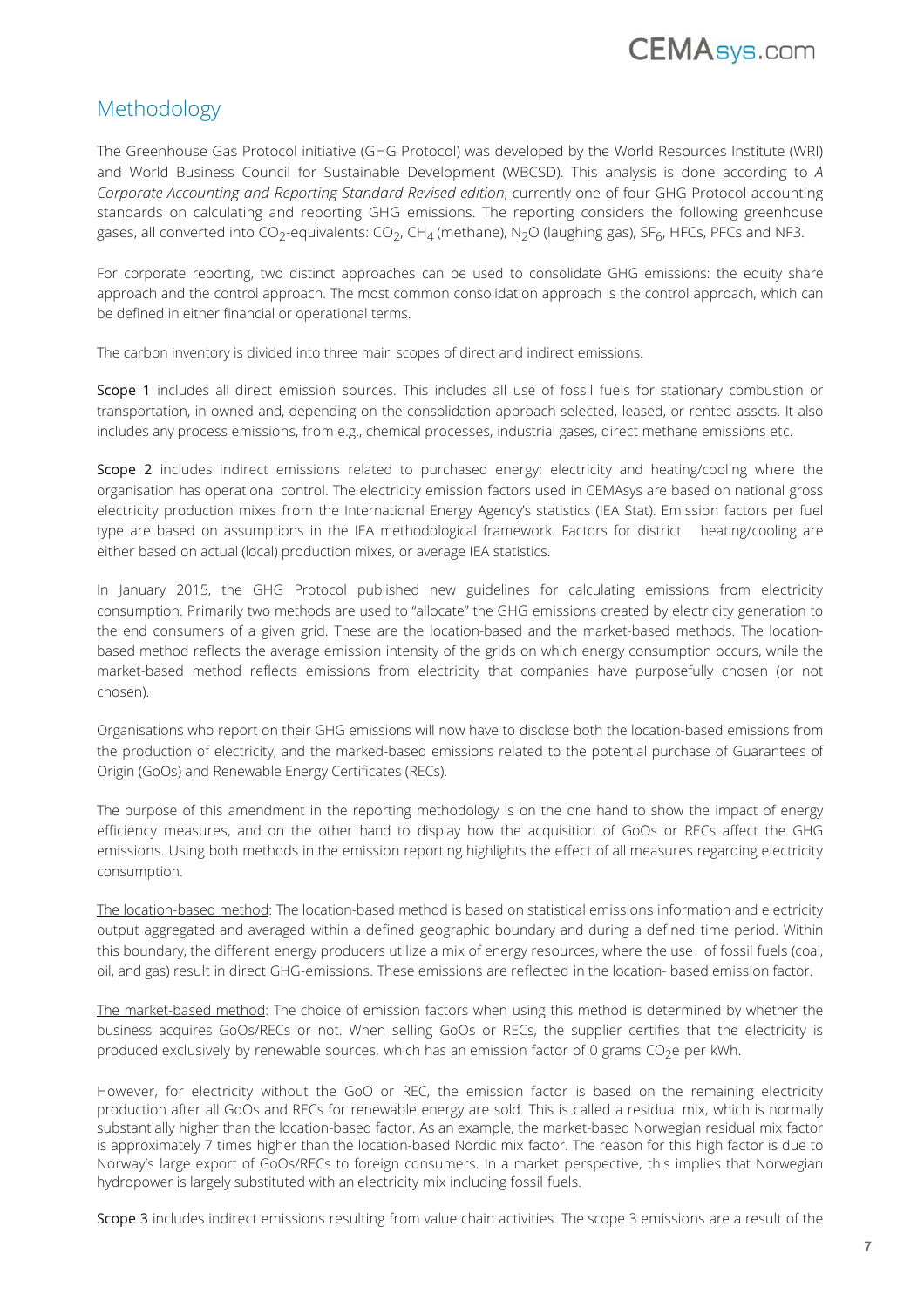## Methodology

The Greenhouse Gas Protocol initiative (GHG Protocol) was developed by the World Resources Institute (WRI) and World Business Council for Sustainable Development (WBCSD). This analysis is done according to *A Corporate Accounting and Reporting Standard Revised edition*, currently one of four GHG Protocol accounting standards on calculating and reporting GHG emissions. The reporting considers the following greenhouse gases, all converted into $CO_2$-equivalents: $CO_2$, $CH_4$ (methane), $N_2O$ (laughing gas), $SF_6$, HFCs, PFCs and NF3.

For corporate reporting, two distinct approaches can be used to consolidate GHG emissions: the equity share approach and the control approach. The most common consolidation approach is the control approach, which can be defined in either financial or operational terms.

The carbon inventory is divided into three main scopes of direct and indirect emissions.

Scope 1 includes all direct emission sources. This includes all use of fossil fuels for stationary combustion or transportation, in owned and, depending on the consolidation approach selected, leased, or rented assets. It also includes any process emissions, from e.g., chemical processes, industrial gases, direct methane emissions etc.

Scope 2 includes indirect emissions related to purchased energy; electricity and heating/cooling where the organisation has operational control. The electricity emission factors used in CEMAsys are based on national gross electricity production mixes from the International Energy Agency's statistics (IEA Stat). Emission factors per fuel type are based on assumptions in the IEA methodological framework. Factors for district heating/cooling are either based on actual (local) production mixes, or average IEA statistics.

In January 2015, the GHG Protocol published new guidelines for calculating emissions from electricity consumption. Primarily two methods are used to "allocate" the GHG emissions created by electricity generation to the end consumers of a given grid. These are the location-based and the market-based methods. The location-based method reflects the average emission intensity of the grids on which energy consumption occurs, while the market-based method reflects emissions from electricity that companies have purposefully chosen (or not chosen).

Organisations who report on their GHG emissions will now have to disclose both the location-based emissions from the production of electricity, and the marked-based emissions related to the potential purchase of Guarantees of Origin (GoOs) and Renewable Energy Certificates (RECs).

The purpose of this amendment in the reporting methodology is on the one hand to show the impact of energy efficiency measures, and on the other hand to display how the acquisition of GoOs or RECs affect the GHG emissions. Using both methods in the emission reporting highlights the effect of all measures regarding electricity consumption.

The location-based method: The location-based method is based on statistical emissions information and electricity output aggregated and averaged within a defined geographic boundary and during a defined time period. Within this boundary, the different energy producers utilize a mix of energy resources, where the use of fossil fuels (coal, oil, and gas) result in direct GHG-emissions. These emissions are reflected in the location- based emission factor.

The market-based method: The choice of emission factors when using this method is determined by whether the business acquires GoOs/RECs or not. When selling GoOs or RECs, the supplier certifies that the electricity is produced exclusively by renewable sources, which has an emission factor of 0 grams $CO_2e$ per kWh.

However, for electricity without the GoO or REC, the emission factor is based on the remaining electricity production after all GoOs and RECs for renewable energy are sold. This is called a residual mix, which is normally substantially higher than the location-based factor. As an example, the market-based Norwegian residual mix factor is approximately 7 times higher than the location-based Nordic mix factor. The reason for this high factor is due to Norway's large export of GoOs/RECs to foreign consumers. In a market perspective, this implies that Norwegian hydropower is largely substituted with an electricity mix including fossil fuels.

Scope 3 includes indirect emissions resulting from value chain activities. The scope 3 emissions are a result of the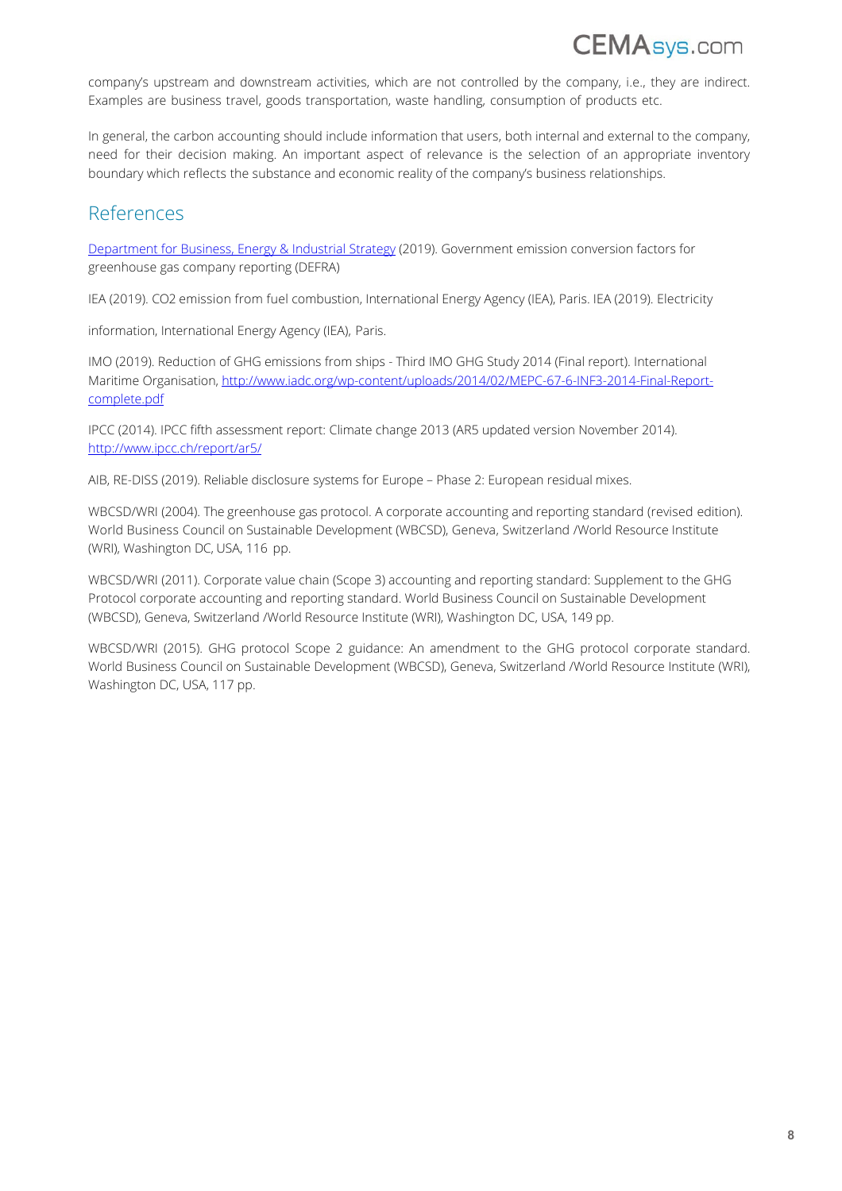company's upstream and downstream activities, which are not controlled by the company, i.e., they are indirect. Examples are business travel, goods transportation, waste handling, consumption of products etc.

In general, the carbon accounting should include information that users, both internal and external to the company, need for their decision making. An important aspect of relevance is the selection of an appropriate inventory boundary which reflects the substance and economic reality of the company's business relationships.

## References

Department for Business, Energy & Industrial Strategy (2019). Government emission conversion factors for greenhouse gas company reporting (DEFRA)

IEA (2019). CO2 emission from fuel combustion, International Energy Agency (IEA), Paris. IEA (2019). Electricity

information, International Energy Agency (IEA), Paris.

IMO (2019). Reduction of GHG emissions from ships - Third IMO GHG Study 2014 (Final report). International Maritime Organisation, http://www.iadc.org/wp-content/uploads/2014/02/MEPC-67-6-INF3-2014-Final-Report-complete.pdf

IPCC (2014). IPCC fifth assessment report: Climate change 2013 (AR5 updated version November 2014). http://www.ipcc.ch/report/ar5/

AIB, RE-DISS (2019). Reliable disclosure systems for Europe – Phase 2: European residual mixes.

WBCSD/WRI (2004). The greenhouse gas protocol. A corporate accounting and reporting standard (revised edition). World Business Council on Sustainable Development (WBCSD), Geneva, Switzerland /World Resource Institute (WRI), Washington DC, USA, 116 pp.

WBCSD/WRI (2011). Corporate value chain (Scope 3) accounting and reporting standard: Supplement to the GHG Protocol corporate accounting and reporting standard. World Business Council on Sustainable Development (WBCSD), Geneva, Switzerland /World Resource Institute (WRI), Washington DC, USA, 149 pp.

WBCSD/WRI (2015). GHG protocol Scope 2 guidance: An amendment to the GHG protocol corporate standard. World Business Council on Sustainable Development (WBCSD), Geneva, Switzerland /World Resource Institute (WRI), Washington DC, USA, 117 pp.